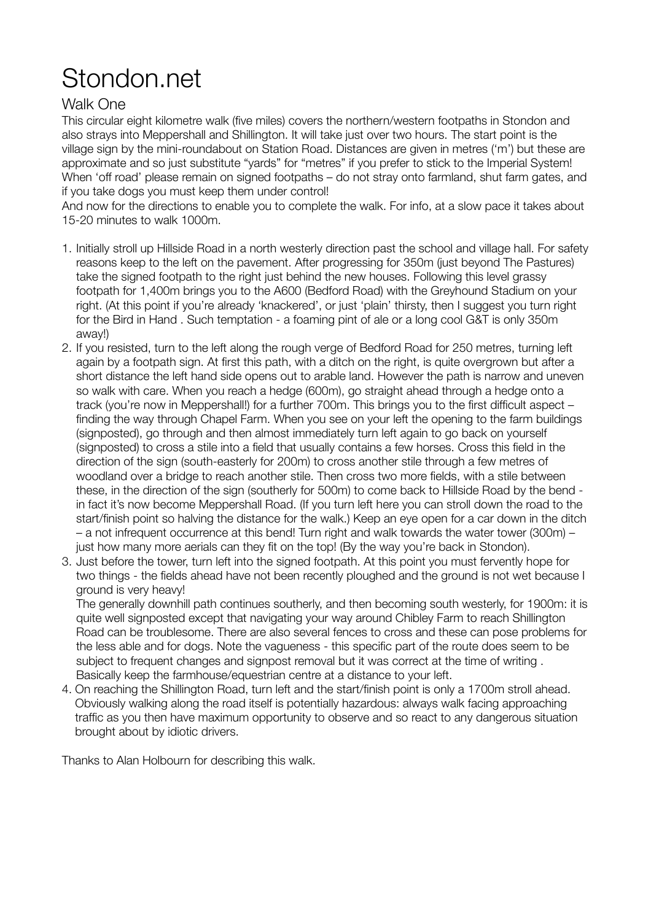# Stondon.net

## Walk One

This circular eight kilometre walk (five miles) covers the northern/western footpaths in Stondon and also strays into Meppershall and Shillington. It will take just over two hours. The start point is the village sign by the mini-roundabout on Station Road. Distances are given in metres ('m') but these are approximate and so just substitute "yards" for "metres" if you prefer to stick to the Imperial System! When 'off road' please remain on signed footpaths – do not stray onto farmland, shut farm gates, and if you take dogs you must keep them under control!

And now for the directions to enable you to complete the walk. For info, at a slow pace it takes about 15-20 minutes to walk 1000m.

1. Initially stroll up Hillside Road in a north westerly direction past the school and village hall. For safety reasons keep to the left on the pavement. After progressing for 350m (just beyond The Pastures) take the signed footpath to the right just behind the new houses. Following this level grassy footpath for 1,400m brings you to the A600 (Bedford Road) with the Greyhound Stadium on your right. (At this point if you're already 'knackered', or just 'plain' thirsty, then I suggest you turn right for the Bird in Hand . Such temptation - a foaming pint of ale or a long cool G&T is only 350m away!)
2. If you resisted, turn to the left along the rough verge of Bedford Road for 250 metres, turning left again by a footpath sign. At first this path, with a ditch on the right, is quite overgrown but after a short distance the left hand side opens out to arable land. However the path is narrow and uneven so walk with care. When you reach a hedge (600m), go straight ahead through a hedge onto a track (you're now in Meppershall!) for a further 700m. This brings you to the first difficult aspect – finding the way through Chapel Farm. When you see on your left the opening to the farm buildings (signposted), go through and then almost immediately turn left again to go back on yourself (signposted) to cross a stile into a field that usually contains a few horses. Cross this field in the direction of the sign (south-easterly for 200m) to cross another stile through a few metres of woodland over a bridge to reach another stile. Then cross two more fields, with a stile between these, in the direction of the sign (southerly for 500m) to come back to Hillside Road by the bend - in fact it's now become Meppershall Road. (If you turn left here you can stroll down the road to the start/finish point so halving the distance for the walk.) Keep an eye open for a car down in the ditch – a not infrequent occurrence at this bend! Turn right and walk towards the water tower (300m) – just how many more aerials can they fit on the top! (By the way you're back in Stondon).
3. Just before the tower, turn left into the signed footpath. At this point you must fervently hope for two things - the fields ahead have not been recently ploughed and the ground is not wet because I ground is very heavy!

   The generally downhill path continues southerly, and then becoming south westerly, for 1900m: it is quite well signposted except that navigating your way around Chibley Farm to reach Shillington Road can be troublesome. There are also several fences to cross and these can pose problems for the less able and for dogs. Note the vagueness - this specific part of the route does seem to be subject to frequent changes and signpost removal but it was correct at the time of writing . Basically keep the farmhouse/equestrian centre at a distance to your left.
4. On reaching the Shillington Road, turn left and the start/finish point is only a 1700m stroll ahead. Obviously walking along the road itself is potentially hazardous: always walk facing approaching traffic as you then have maximum opportunity to observe and so react to any dangerous situation brought about by idiotic drivers.

Thanks to Alan Holbourn for describing this walk.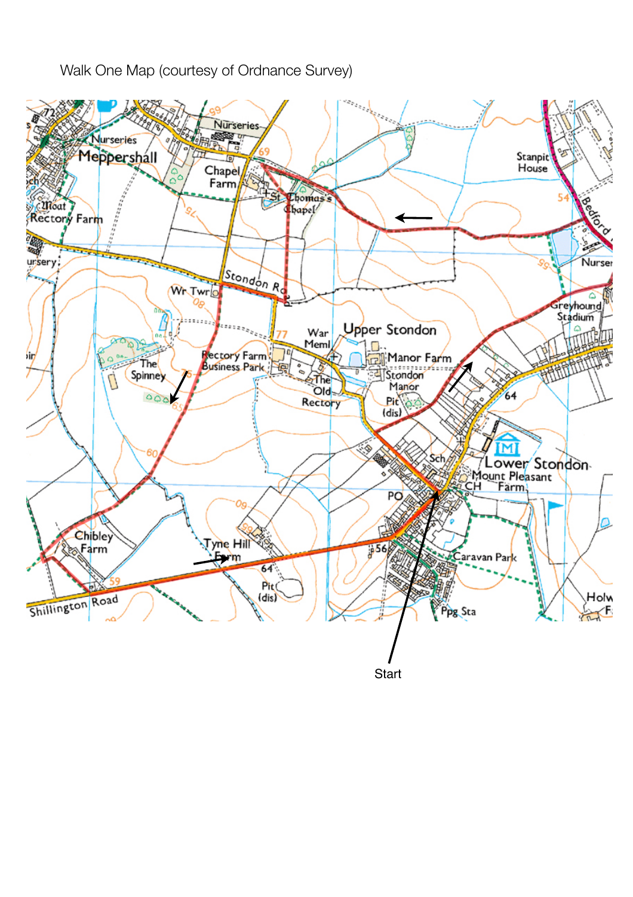Walk One Map (courtesy of Ordnance Survey)

Nurseries
Meppershall
Chapel Farm
St Thomas's Chapel
Moat
Rectory Farm
Stanpit House
Bedford
Stondon Road
Wr Twr
Greyhound Stadium
War Meml
Upper Stondon
Manor Farm
Rectory Farm Business Park
The Spinney
The Old Rectory
Stondon Manor
Pit (dis)
Sch
Lower Stondon
Mount Pleasant Farm
CH
PO
Chibley Farm
Tyne Hill Farm
Caravan Park
Pit (dis)
Shillington Road
Ppg Sta

Start